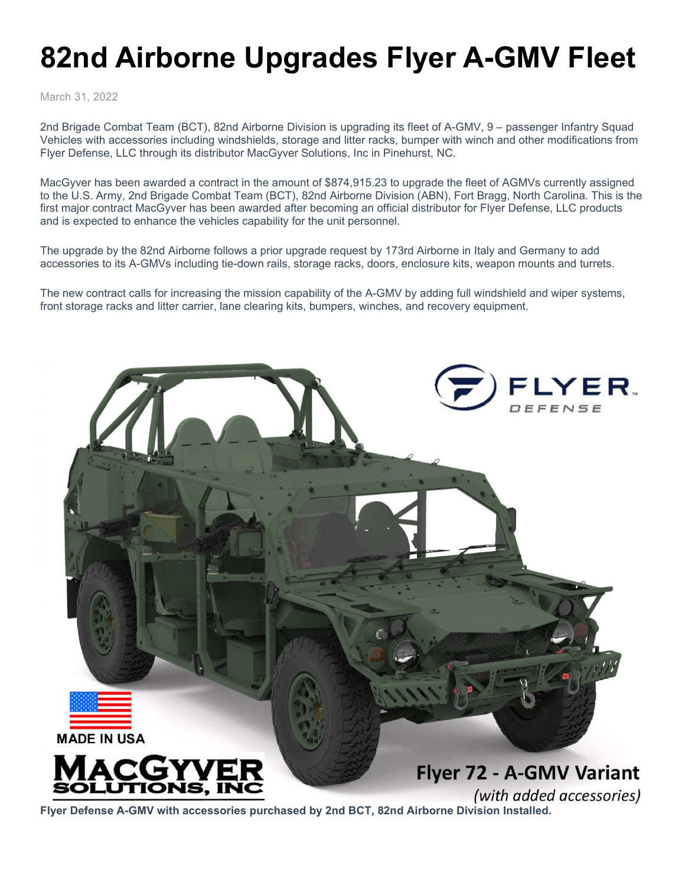# 82nd Airborne Upgrades Flyer A-GMV Fleet

March 31, 2022

2nd Brigade Combat Team (BCT), 82nd Airborne Division is upgrading its fleet of A-GMV, 9 – passenger Infantry Squad Vehicles with accessories including windshields, storage and litter racks, bumper with winch and other modifications from Flyer Defense, LLC through its distributor MacGyver Solutions, Inc in Pinehurst, NC.

MacGyver has been awarded a contract in the amount of $874,915.23 to upgrade the fleet of AGMVs currently assigned to the U.S. Army, 2nd Brigade Combat Team (BCT), 82nd Airborne Division (ABN), Fort Bragg, North Carolina. This is the first major contract MacGyver has been awarded after becoming an official distributor for Flyer Defense, LLC products and is expected to enhance the vehicles capability for the unit personnel.

The upgrade by the 82nd Airborne follows a prior upgrade request by 173rd Airborne in Italy and Germany to add accessories to its A-GMVs including tie-down rails, storage racks, doors, enclosure kits, weapon mounts and turrets.

The new contract calls for increasing the mission capability of the A-GMV by adding full windshield and wiper systems, front storage racks and litter carrier, lane clearing kits, bumpers, winches, and recovery equipment.

**Flyer Defense A-GMV with accessories purchased by 2nd BCT, 82nd Airborne Division Installed.**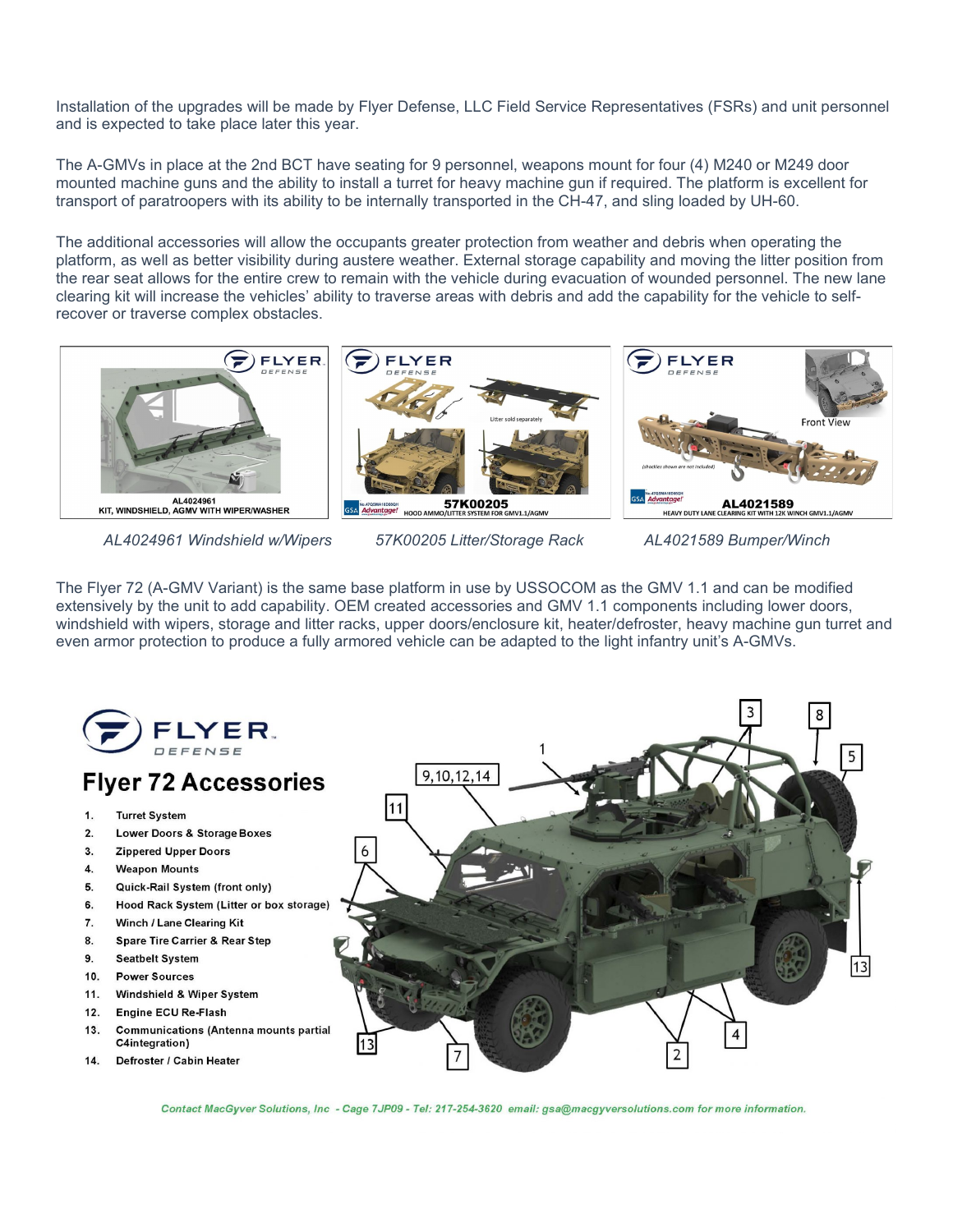Installation of the upgrades will be made by Flyer Defense, LLC Field Service Representatives (FSRs) and unit personnel and is expected to take place later this year.

The A-GMVs in place at the 2nd BCT have seating for 9 personnel, weapons mount for four (4) M240 or M249 door mounted machine guns and the ability to install a turret for heavy machine gun if required. The platform is excellent for transport of paratroopers with its ability to be internally transported in the CH-47, and sling loaded by UH-60.

The additional accessories will allow the occupants greater protection from weather and debris when operating the platform, as well as better visibility during austere weather. External storage capability and moving the litter position from the rear seat allows for the entire crew to remain with the vehicle during evacuation of wounded personnel. The new lane clearing kit will increase the vehicles' ability to traverse areas with debris and add the capability for the vehicle to self-recover or traverse complex obstacles.

*AL4024961 Windshield w/Wipers* *57K00205 Litter/Storage Rack* *AL4021589 Bumper/Winch*

The Flyer 72 (A-GMV Variant) is the same base platform in use by USSOCOM as the GMV 1.1 and can be modified extensively by the unit to add capability. OEM created accessories and GMV 1.1 components including lower doors, windshield with wipers, storage and litter racks, upper doors/enclosure kit, heater/defroster, heavy machine gun turret and even armor protection to produce a fully armored vehicle can be adapted to the light infantry unit's A-GMVs.

## Flyer 72 Accessories

1. Turret System
2. Lower Doors & Storage Boxes
3. Zippered Upper Doors
4. Weapon Mounts
5. Quick-Rail System (front only)
6. Hood Rack System (Litter or box storage)
7. Winch / Lane Clearing Kit
8. Spare Tire Carrier & Rear Step
9. Seatbelt System
10. Power Sources
11. Windshield & Wiper System
12. Engine ECU Re-Flash
13. Communications (Antenna mounts partial C4integration)
14. Defroster / Cabin Heater

*Contact MacGyver Solutions, Inc - Cage 7JP09 - Tel: 217-254-3620 email: gsa@macgyversolutions.com for more information.*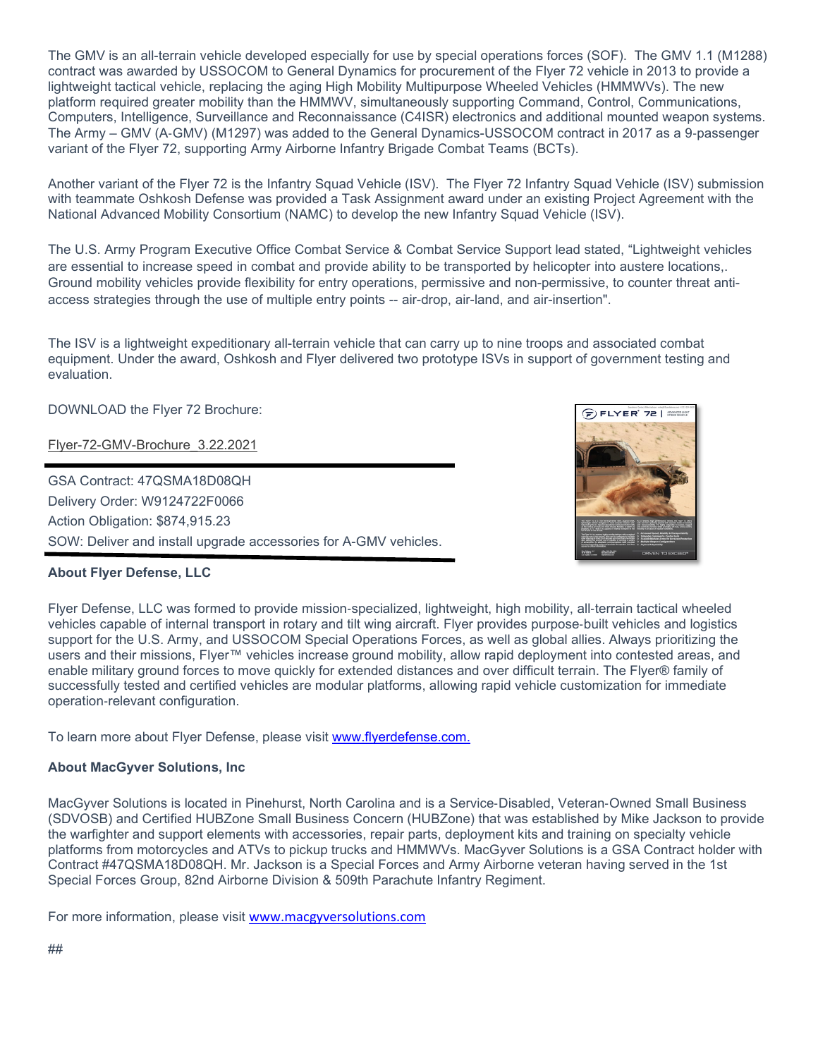The GMV is an all-terrain vehicle developed especially for use by special operations forces (SOF). The GMV 1.1 (M1288) contract was awarded by USSOCOM to General Dynamics for procurement of the Flyer 72 vehicle in 2013 to provide a lightweight tactical vehicle, replacing the aging High Mobility Multipurpose Wheeled Vehicles (HMMWVs). The new platform required greater mobility than the HMMWV, simultaneously supporting Command, Control, Communications, Computers, Intelligence, Surveillance and Reconnaissance (C4ISR) electronics and additional mounted weapon systems. The Army – GMV (A-GMV) (M1297) was added to the General Dynamics-USSOCOM contract in 2017 as a 9-passenger variant of the Flyer 72, supporting Army Airborne Infantry Brigade Combat Teams (BCTs).

Another variant of the Flyer 72 is the Infantry Squad Vehicle (ISV). The Flyer 72 Infantry Squad Vehicle (ISV) submission with teammate Oshkosh Defense was provided a Task Assignment award under an existing Project Agreement with the National Advanced Mobility Consortium (NAMC) to develop the new Infantry Squad Vehicle (ISV).

The U.S. Army Program Executive Office Combat Service & Combat Service Support lead stated, "Lightweight vehicles are essential to increase speed in combat and provide ability to be transported by helicopter into austere locations,. Ground mobility vehicles provide flexibility for entry operations, permissive and non-permissive, to counter threat anti-access strategies through the use of multiple entry points -- air-drop, air-land, and air-insertion".

The ISV is a lightweight expeditionary all-terrain vehicle that can carry up to nine troops and associated combat equipment. Under the award, Oshkosh and Flyer delivered two prototype ISVs in support of government testing and evaluation.

DOWNLOAD the Flyer 72 Brochure:

Flyer-72-GMV-Brochure_3.22.2021

---

GSA Contract: 47QSMA18D08QH
Delivery Order: W9124722F0066
Action Obligation: $874,915.23
SOW: Deliver and install upgrade accessories for A-GMV vehicles.

---

**About Flyer Defense, LLC**

Flyer Defense, LLC was formed to provide mission-specialized, lightweight, high mobility, all-terrain tactical wheeled vehicles capable of internal transport in rotary and tilt wing aircraft. Flyer provides purpose-built vehicles and logistics support for the U.S. Army, and USSOCOM Special Operations Forces, as well as global allies. Always prioritizing the users and their missions, Flyer™ vehicles increase ground mobility, allow rapid deployment into contested areas, and enable military ground forces to move quickly for extended distances and over difficult terrain. The Flyer® family of successfully tested and certified vehicles are modular platforms, allowing rapid vehicle customization for immediate operation-relevant configuration.

To learn more about Flyer Defense, please visit www.flyerdefense.com.

**About MacGyver Solutions, Inc**

MacGyver Solutions is located in Pinehurst, North Carolina and is a Service-Disabled, Veteran-Owned Small Business (SDVOSB) and Certified HUBZone Small Business Concern (HUBZone) that was established by Mike Jackson to provide the warfighter and support elements with accessories, repair parts, deployment kits and training on specialty vehicle platforms from motorcycles and ATVs to pickup trucks and HMMWVs. MacGyver Solutions is a GSA Contract holder with Contract #47QSMA18D08QH. Mr. Jackson is a Special Forces and Army Airborne veteran having served in the 1st Special Forces Group, 82nd Airborne Division & 509th Parachute Infantry Regiment.

For more information, please visit www.macgyversolutions.com

##